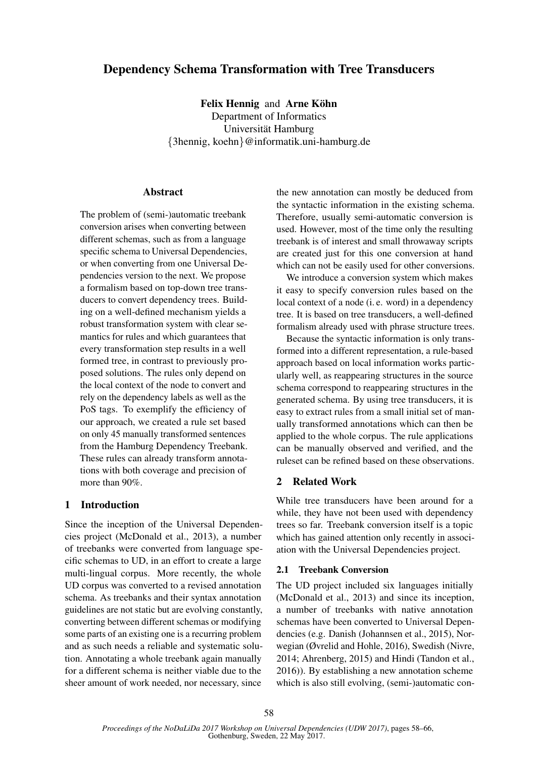# Dependency Schema Transformation with Tree Transducers

**Felix Hennig** and **Arne Köhn**
Department of Informatics
Universität Hamburg
{3hennig, koehn}@informatik.uni-hamburg.de

## Abstract

The problem of (semi-)automatic treebank conversion arises when converting between different schemas, such as from a language specific schema to Universal Dependencies, or when converting from one Universal Dependencies version to the next. We propose a formalism based on top-down tree transducers to convert dependency trees. Building on a well-defined mechanism yields a robust transformation system with clear semantics for rules and which guarantees that every transformation step results in a well formed tree, in contrast to previously proposed solutions. The rules only depend on the local context of the node to convert and rely on the dependency labels as well as the PoS tags. To exemplify the efficiency of our approach, we created a rule set based on only 45 manually transformed sentences from the Hamburg Dependency Treebank. These rules can already transform annotations with both coverage and precision of more than 90%.

## 1 Introduction

Since the inception of the Universal Dependencies project (McDonald et al., 2013), a number of treebanks were converted from language specific schemas to UD, in an effort to create a large multi-lingual corpus. More recently, the whole UD corpus was converted to a revised annotation schema. As treebanks and their syntax annotation guidelines are not static but are evolving constantly, converting between different schemas or modifying some parts of an existing one is a recurring problem and as such needs a reliable and systematic solution. Annotating a whole treebank again manually for a different schema is neither viable due to the sheer amount of work needed, nor necessary, since the new annotation can mostly be deduced from the syntactic information in the existing schema. Therefore, usually semi-automatic conversion is used. However, most of the time only the resulting treebank is of interest and small throwaway scripts are created just for this one conversion at hand which can not be easily used for other conversions.

We introduce a conversion system which makes it easy to specify conversion rules based on the local context of a node (i. e. word) in a dependency tree. It is based on tree transducers, a well-defined formalism already used with phrase structure trees.

Because the syntactic information is only transformed into a different representation, a rule-based approach based on local information works particularly well, as reappearing structures in the source schema correspond to reappearing structures in the generated schema. By using tree transducers, it is easy to extract rules from a small initial set of manually transformed annotations which can then be applied to the whole corpus. The rule applications can be manually observed and verified, and the ruleset can be refined based on these observations.

## 2 Related Work

While tree transducers have been around for a while, they have not been used with dependency trees so far. Treebank conversion itself is a topic which has gained attention only recently in association with the Universal Dependencies project.

### 2.1 Treebank Conversion

The UD project included six languages initially (McDonald et al., 2013) and since its inception, a number of treebanks with native annotation schemas have been converted to Universal Dependencies (e.g. Danish (Johannsen et al., 2015), Norwegian (Øvrelid and Hohle, 2016), Swedish (Nivre, 2014; Ahrenberg, 2015) and Hindi (Tandon et al., 2016)). By establishing a new annotation scheme which is also still evolving, (semi-)automatic con-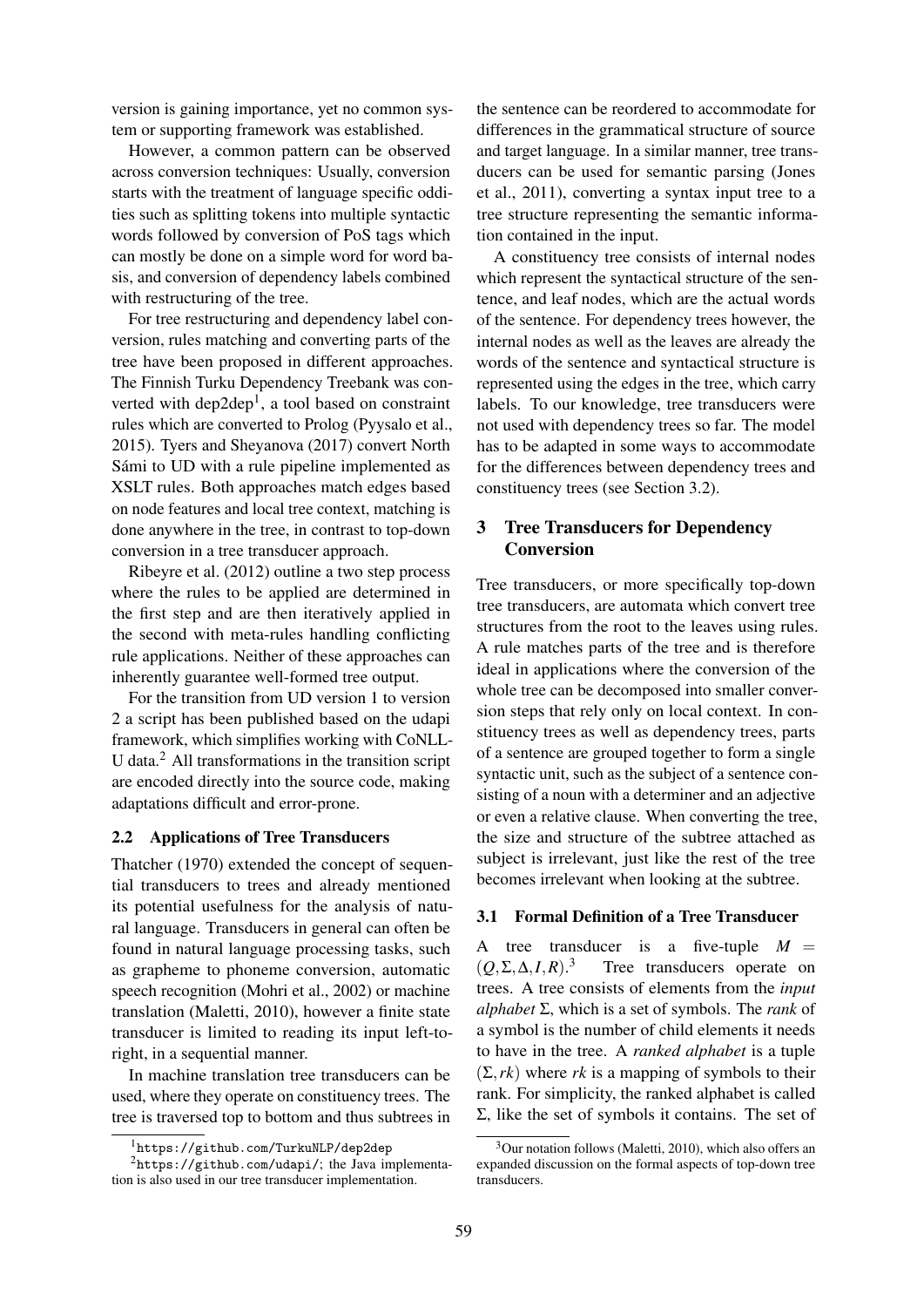version is gaining importance, yet no common system or supporting framework was established.

However, a common pattern can be observed across conversion techniques: Usually, conversion starts with the treatment of language specific oddities such as splitting tokens into multiple syntactic words followed by conversion of PoS tags which can mostly be done on a simple word for word basis, and conversion of dependency labels combined with restructuring of the tree.

For tree restructuring and dependency label conversion, rules matching and converting parts of the tree have been proposed in different approaches. The Finnish Turku Dependency Treebank was converted with dep2dep[1], a tool based on constraint rules which are converted to Prolog (Pyysalo et al., 2015). Tyers and Sheyanova (2017) convert North Sámi to UD with a rule pipeline implemented as XSLT rules. Both approaches match edges based on node features and local tree context, matching is done anywhere in the tree, in contrast to top-down conversion in a tree transducer approach.

Ribeyre et al. (2012) outline a two step process where the rules to be applied are determined in the first step and are then iteratively applied in the second with meta-rules handling conflicting rule applications. Neither of these approaches can inherently guarantee well-formed tree output.

For the transition from UD version 1 to version 2 a script has been published based on the udapi framework, which simplifies working with CoNLL-U data.[2] All transformations in the transition script are encoded directly into the source code, making adaptations difficult and error-prone.

### 2.2 Applications of Tree Transducers

Thatcher (1970) extended the concept of sequential transducers to trees and already mentioned its potential usefulness for the analysis of natural language. Transducers in general can often be found in natural language processing tasks, such as grapheme to phoneme conversion, automatic speech recognition (Mohri et al., 2002) or machine translation (Maletti, 2010), however a finite state transducer is limited to reading its input left-to-right, in a sequential manner.

In machine translation tree transducers can be used, where they operate on constituency trees. The tree is traversed top to bottom and thus subtrees in the sentence can be reordered to accommodate for differences in the grammatical structure of source and target language. In a similar manner, tree transducers can be used for semantic parsing (Jones et al., 2011), converting a syntax input tree to a tree structure representing the semantic information contained in the input.

A constituency tree consists of internal nodes which represent the syntactical structure of the sentence, and leaf nodes, which are the actual words of the sentence. For dependency trees however, the internal nodes as well as the leaves are already the words of the sentence and syntactical structure is represented using the edges in the tree, which carry labels. To our knowledge, tree transducers were not used with dependency trees so far. The model has to be adapted in some ways to accommodate for the differences between dependency trees and constituency trees (see Section 3.2).

## 3 Tree Transducers for Dependency Conversion

Tree transducers, or more specifically top-down tree transducers, are automata which convert tree structures from the root to the leaves using rules. A rule matches parts of the tree and is therefore ideal in applications where the conversion of the whole tree can be decomposed into smaller conversion steps that rely only on local context. In constituency trees as well as dependency trees, parts of a sentence are grouped together to form a single syntactic unit, such as the subject of a sentence consisting of a noun with a determiner and an adjective or even a relative clause. When converting the tree, the size and structure of the subtree attached as subject is irrelevant, just like the rest of the tree becomes irrelevant when looking at the subtree.

### 3.1 Formal Definition of a Tree Transducer

A tree transducer is a five-tuple $M = (Q, \Sigma, \Delta, I, R)$.[3] Tree transducers operate on trees. A tree consists of elements from the *input alphabet* $\Sigma$, which is a set of symbols. The *rank* of a symbol is the number of child elements it needs to have in the tree. A *ranked alphabet* is a tuple $(\Sigma, rk)$ where $rk$ is a mapping of symbols to their rank. For simplicity, the ranked alphabet is called $\Sigma$, like the set of symbols it contains. The set of

---

[1] https://github.com/TurkuNLP/dep2dep

[2] https://github.com/udapi/; the Java implementation is also used in our tree transducer implementation.

[3] Our notation follows (Maletti, 2010), which also offers an expanded discussion on the formal aspects of top-down tree transducers.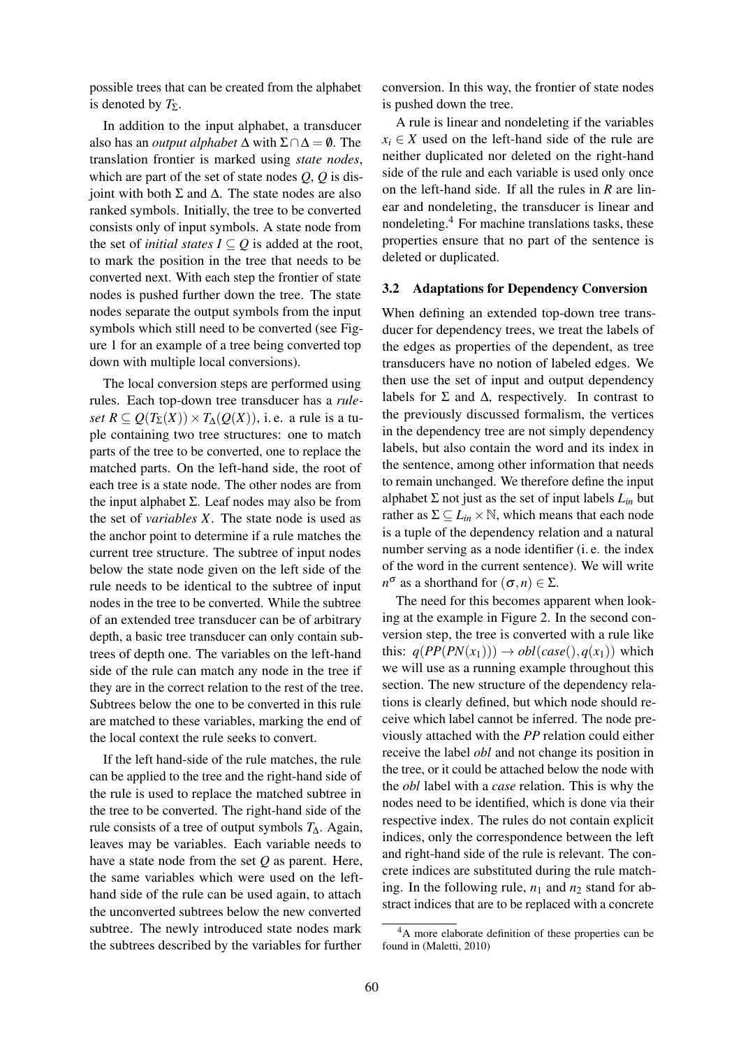possible trees that can be created from the alphabet is denoted by $T_\Sigma$.

In addition to the input alphabet, a transducer also has an *output alphabet* $\Delta$ with $\Sigma \cap \Delta = \emptyset$. The translation frontier is marked using *state nodes*, which are part of the set of state nodes $Q$, $Q$ is disjoint with both $\Sigma$ and $\Delta$. The state nodes are also ranked symbols. Initially, the tree to be converted consists only of input symbols. A state node from the set of *initial states* $I \subseteq Q$ is added at the root, to mark the position in the tree that needs to be converted next. With each step the frontier of state nodes is pushed further down the tree. The state nodes separate the output symbols from the input symbols which still need to be converted (see Figure 1 for an example of a tree being converted top down with multiple local conversions).

The local conversion steps are performed using rules. Each top-down tree transducer has a *ruleset* $R \subseteq Q(T_\Sigma(X)) \times T_\Delta(Q(X))$, i. e. a rule is a tuple containing two tree structures: one to match parts of the tree to be converted, one to replace the matched parts. On the left-hand side, the root of each tree is a state node. The other nodes are from the input alphabet $\Sigma$. Leaf nodes may also be from the set of *variables* $X$. The state node is used as the anchor point to determine if a rule matches the current tree structure. The subtree of input nodes below the state node given on the left side of the rule needs to be identical to the subtree of input nodes in the tree to be converted. While the subtree of an extended tree transducer can be of arbitrary depth, a basic tree transducer can only contain subtrees of depth one. The variables on the left-hand side of the rule can match any node in the tree if they are in the correct relation to the rest of the tree. Subtrees below the one to be converted in this rule are matched to these variables, marking the end of the local context the rule seeks to convert.

If the left hand-side of the rule matches, the rule can be applied to the tree and the right-hand side of the rule is used to replace the matched subtree in the tree to be converted. The right-hand side of the rule consists of a tree of output symbols $T_\Delta$. Again, leaves may be variables. Each variable needs to have a state node from the set $Q$ as parent. Here, the same variables which were used on the left-hand side of the rule can be used again, to attach the unconverted subtrees below the new converted subtree. The newly introduced state nodes mark the subtrees described by the variables for further conversion. In this way, the frontier of state nodes is pushed down the tree.

A rule is linear and nondeleting if the variables $x_i \in X$ used on the left-hand side of the rule are neither duplicated nor deleted on the right-hand side of the rule and each variable is used only once on the left-hand side. If all the rules in $R$ are linear and nondeleting, the transducer is linear and nondeleting.[4] For machine translations tasks, these properties ensure that no part of the sentence is deleted or duplicated.

### 3.2 Adaptations for Dependency Conversion

When defining an extended top-down tree transducer for dependency trees, we treat the labels of the edges as properties of the dependent, as tree transducers have no notion of labeled edges. We then use the set of input and output dependency labels for $\Sigma$ and $\Delta$, respectively. In contrast to the previously discussed formalism, the vertices in the dependency tree are not simply dependency labels, but also contain the word and its index in the sentence, among other information that needs to remain unchanged. We therefore define the input alphabet $\Sigma$ not just as the set of input labels $L_{in}$ but rather as $\Sigma \subseteq L_{in} \times \mathbb{N}$, which means that each node is a tuple of the dependency relation and a natural number serving as a node identifier (i. e. the index of the word in the current sentence). We will write $n^\sigma$ as a shorthand for $(\sigma, n) \in \Sigma$.

The need for this becomes apparent when looking at the example in Figure 2. In the second conversion step, the tree is converted with a rule like this: $q(PP(PN(x_1))) \rightarrow obl(case(), q(x_1))$ which we will use as a running example throughout this section. The new structure of the dependency relations is clearly defined, but which node should receive which label cannot be inferred. The node previously attached with the *PP* relation could either receive the label *obl* and not change its position in the tree, or it could be attached below the node with the *obl* label with a *case* relation. This is why the nodes need to be identified, which is done via their respective index. The rules do not contain explicit indices, only the correspondence between the left and right-hand side of the rule is relevant. The concrete indices are substituted during the rule matching. In the following rule, $n_1$ and $n_2$ stand for abstract indices that are to be replaced with a concrete

[4] A more elaborate definition of these properties can be found in (Maletti, 2010)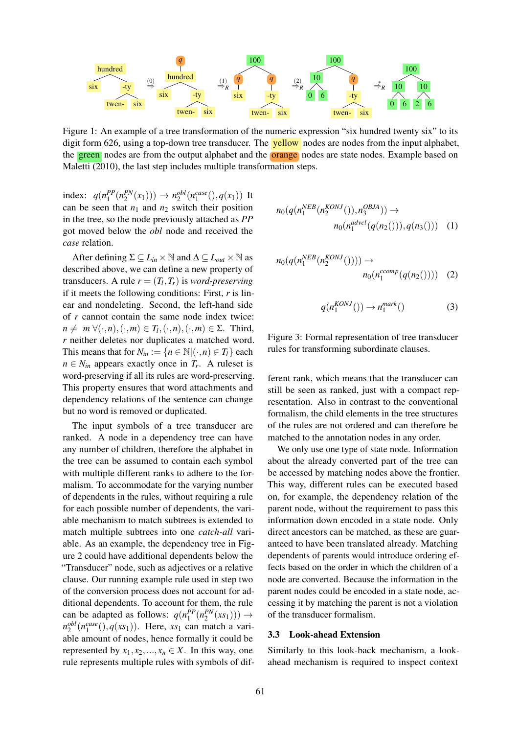Figure 1: An example of a tree transformation of the numeric expression "six hundred twenty six" to its digit form 626, using a top-down tree transducer. The yellow nodes are nodes from the input alphabet, the green nodes are from the output alphabet and the orange nodes are state nodes. Example based on Maletti (2010), the last step includes multiple transformation steps.

index: $q(n_1^{PP}(n_2^{PN}(x_1))) \rightarrow n_2^{obl}(n_1^{case}(), q(x_1))$ It can be seen that $n_1$ and $n_2$ switch their position in the tree, so the node previously attached as *PP* got moved below the *obl* node and received the *case* relation.

After defining $\Sigma \subseteq L_{in} \times \mathbb{N}$ and $\Delta \subseteq L_{out} \times \mathbb{N}$ as described above, we can define a new property of transducers. A rule $r = (T_l, T_r)$ is *word-preserving* if it meets the following conditions: First, $r$ is linear and nondeleting. Second, the left-hand side of $r$ cannot contain the same node index twice: $n \neq m \; \forall (\cdot, n), (\cdot, m) \in T_l, (\cdot, n), (\cdot, m) \in \Sigma$. Third, $r$ neither deletes nor duplicates a matched word. This means that for $N_{in} := \{n \in \mathbb{N} | (\cdot, n) \in T_l\}$ each $n \in N_{in}$ appears exactly once in $T_r$. A ruleset is word-preserving if all its rules are word-preserving. This property ensures that word attachments and dependency relations of the sentence can change but no word is removed or duplicated.

The input symbols of a tree transducer are ranked. A node in a dependency tree can have any number of children, therefore the alphabet in the tree can be assumed to contain each symbol with multiple different ranks to adhere to the formalism. To accommodate for the varying number of dependents in the rules, without requiring a rule for each possible number of dependents, the variable mechanism to match subtrees is extended to match multiple subtrees into one *catch-all* variable. As an example, the dependency tree in Figure 2 could have additional dependents below the "Transducer" node, such as adjectives or a relative clause. Our running example rule used in step two of the conversion process does not account for additional dependents. To account for them, the rule can be adapted as follows: $q(n_1^{PP}(n_2^{PN}(xs_1))) \rightarrow n_2^{obl}(n_1^{case}(), q(xs_1))$. Here, $xs_1$ can match a variable amount of nodes, hence formally it could be represented by $x_1, x_2, ..., x_n \in X$. In this way, one rule represents multiple rules with symbols of different rank, which means that the transducer can still be seen as ranked, just with a compact representation. Also in contrast to the conventional formalism, the child elements in the tree structures of the rules are not ordered and can therefore be matched to the annotation nodes in any order.

$$n_0(q(n_1^{NEB}(n_2^{KONJ}(), n_3^{OBJA})) \rightarrow n_0(n_1^{advcl}(q(n_2())), q(n_3())) \quad (1)$$

$$n_0(q(n_1^{NEB}(n_2^{KONJ}()))) \rightarrow n_0(n_1^{ccomp}(q(n_2()))) \quad (2)$$

$$q(n_1^{KONJ}()) \rightarrow n_1^{mark}() \quad (3)$$

Figure 3: Formal representation of tree transducer rules for transforming subordinate clauses.

We only use one type of state node. Information about the already converted part of the tree can be accessed by matching nodes above the frontier. This way, different rules can be executed based on, for example, the dependency relation of the parent node, without the requirement to pass this information down encoded in a state node. Only direct ancestors can be matched, as these are guaranteed to have been translated already. Matching dependents of parents would introduce ordering effects based on the order in which the children of a node are converted. Because the information in the parent nodes could be encoded in a state node, accessing it by matching the parent is not a violation of the transducer formalism.

### 3.3 Look-ahead Extension

Similarly to this look-back mechanism, a look-ahead mechanism is required to inspect context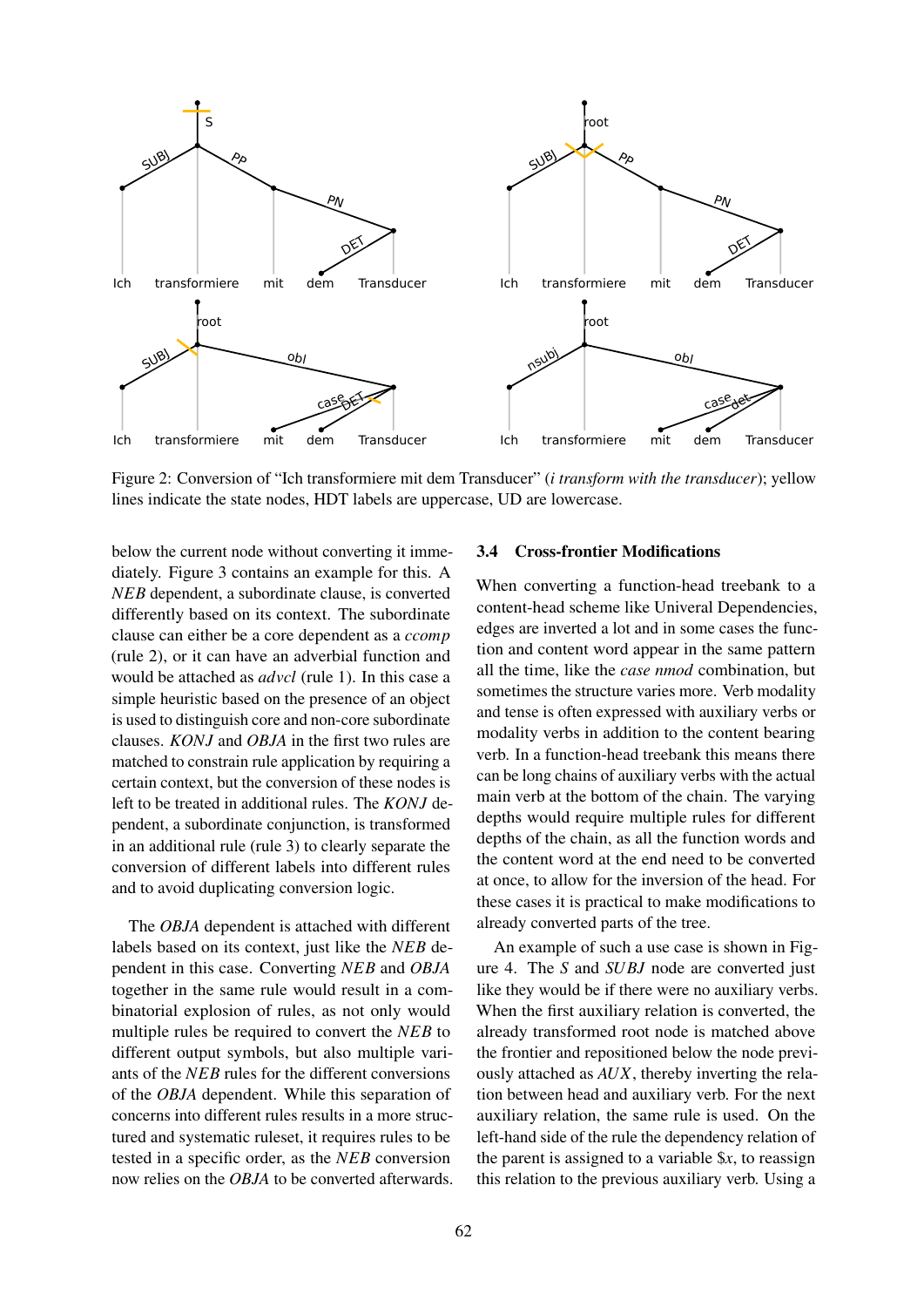Figure 2: Conversion of "Ich transformiere mit dem Transducer" (*i transform with the transducer*); yellow lines indicate the state nodes, HDT labels are uppercase, UD are lowercase.

below the current node without converting it immediately. Figure 3 contains an example for this. A *NEB* dependent, a subordinate clause, is converted differently based on its context. The subordinate clause can either be a core dependent as a *ccomp* (rule 2), or it can have an adverbial function and would be attached as *advcl* (rule 1). In this case a simple heuristic based on the presence of an object is used to distinguish core and non-core subordinate clauses. *KONJ* and *OBJA* in the first two rules are matched to constrain rule application by requiring a certain context, but the conversion of these nodes is left to be treated in additional rules. The *KONJ* dependent, a subordinate conjunction, is transformed in an additional rule (rule 3) to clearly separate the conversion of different labels into different rules and to avoid duplicating conversion logic.

The *OBJA* dependent is attached with different labels based on its context, just like the *NEB* dependent in this case. Converting *NEB* and *OBJA* together in the same rule would result in a combinatorial explosion of rules, as not only would multiple rules be required to convert the *NEB* to different output symbols, but also multiple variants of the *NEB* rules for the different conversions of the *OBJA* dependent. While this separation of concerns into different rules results in a more structured and systematic ruleset, it requires rules to be tested in a specific order, as the *NEB* conversion now relies on the *OBJA* to be converted afterwards.

### 3.4 Cross-frontier Modifications

When converting a function-head treebank to a content-head scheme like Univeral Dependencies, edges are inverted a lot and in some cases the function and content word appear in the same pattern all the time, like the *case nmod* combination, but sometimes the structure varies more. Verb modality and tense is often expressed with auxiliary verbs or modality verbs in addition to the content bearing verb. In a function-head treebank this means there can be long chains of auxiliary verbs with the actual main verb at the bottom of the chain. The varying depths would require multiple rules for different depths of the chain, as all the function words and the content word at the end need to be converted at once, to allow for the inversion of the head. For these cases it is practical to make modifications to already converted parts of the tree.

An example of such a use case is shown in Figure 4. The *S* and *SUBJ* node are converted just like they would be if there were no auxiliary verbs. When the first auxiliary relation is converted, the already transformed root node is matched above the frontier and repositioned below the node previously attached as *AUX*, thereby inverting the relation between head and auxiliary verb. For the next auxiliary relation, the same rule is used. On the left-hand side of the rule the dependency relation of the parent is assigned to a variable $x, to reassign this relation to the previous auxiliary verb. Using a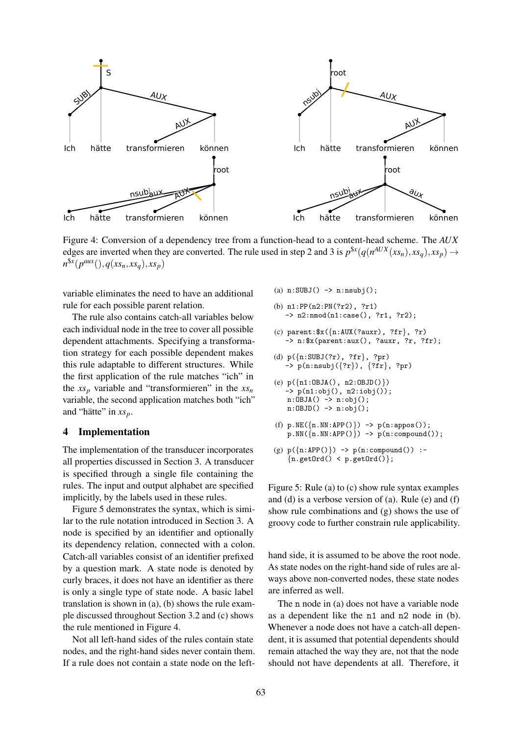Figure 4: Conversion of a dependency tree from a function-head to a content-head scheme. The *AUX* edges are inverted when they are converted. The rule used in step 2 and 3 is $p^{\$x}(q(n^{AUX}(xs_n), xs_q), xs_p) \rightarrow n^{\$x}(p^{aux}(), q(xs_n, xs_q), xs_p)$

variable eliminates the need to have an additional rule for each possible parent relation.

The rule also contains catch-all variables below each individual node in the tree to cover all possible dependent attachments. Specifying a transformation strategy for each possible dependent makes this rule adaptable to different structures. While the first application of the rule matches "ich" in the $xs_p$ variable and "transformieren" in the $xs_n$ variable, the second application matches both "ich" and "hätte" in $xs_p$.

## 4 Implementation

The implementation of the transducer incorporates all properties discussed in Section 3. A transducer is specified through a single file containing the rules. The input and output alphabet are specified implicitly, by the labels used in these rules.

Figure 5 demonstrates the syntax, which is similar to the rule notation introduced in Section 3. A node is specified by an identifier and optionally its dependency relation, connected with a colon. Catch-all variables consist of an identifier prefixed by a question mark. A state node is denoted by curly braces, it does not have an identifier as there is only a single type of state node. A basic label translation is shown in (a), (b) shows the rule example discussed throughout Section 3.2 and (c) shows the rule mentioned in Figure 4.

Not all left-hand sides of the rules contain state nodes, and the right-hand sides never contain them. If a rule does not contain a state node on the left-hand side, it is assumed to be above the root node. As state nodes on the right-hand side of rules are always above non-converted nodes, these state nodes are inferred as well.

```
(a) n:SUBJ() -> n:nsubj();

(b) n1:PP(n2:PN(?r2), ?r1)
    -> n2:nmod(n1:case(), ?r1, ?r2);

(c) parent:$x({n:AUX(?auxr), ?fr}, ?r)
    -> n:$x(parent:aux(), ?auxr, ?r, ?fr);

(d) p({n:SUBJ(?r), ?fr}, ?pr)
    -> p(n:nsubj({?r}), {?fr}, ?pr)

(e) p({n1:OBJA(), n2:OBJD()})
    -> p(n1:obj(), n2:iobj());
    n:OBJA() -> n:obj();
    n:OBJD() -> n:obj();

(f) p.NE({n.NN:APP()}) -> p(n:appos());
    p.NN({n.NN:APP()}) -> p(n:compound());

(g) p({n:APP()}) -> p(n:compound()) :-
    {n.getOrd() < p.getOrd()};
```

Figure 5: Rule (a) to (c) show rule syntax examples and (d) is a verbose version of (a). Rule (e) and (f) show rule combinations and (g) shows the use of groovy code to further constrain rule applicability.

The `n` node in (a) does not have a variable node as a dependent like the `n1` and `n2` node in (b). Whenever a node does not have a catch-all dependent, it is assumed that potential dependents should remain attached the way they are, not that the node should not have dependents at all. Therefore, it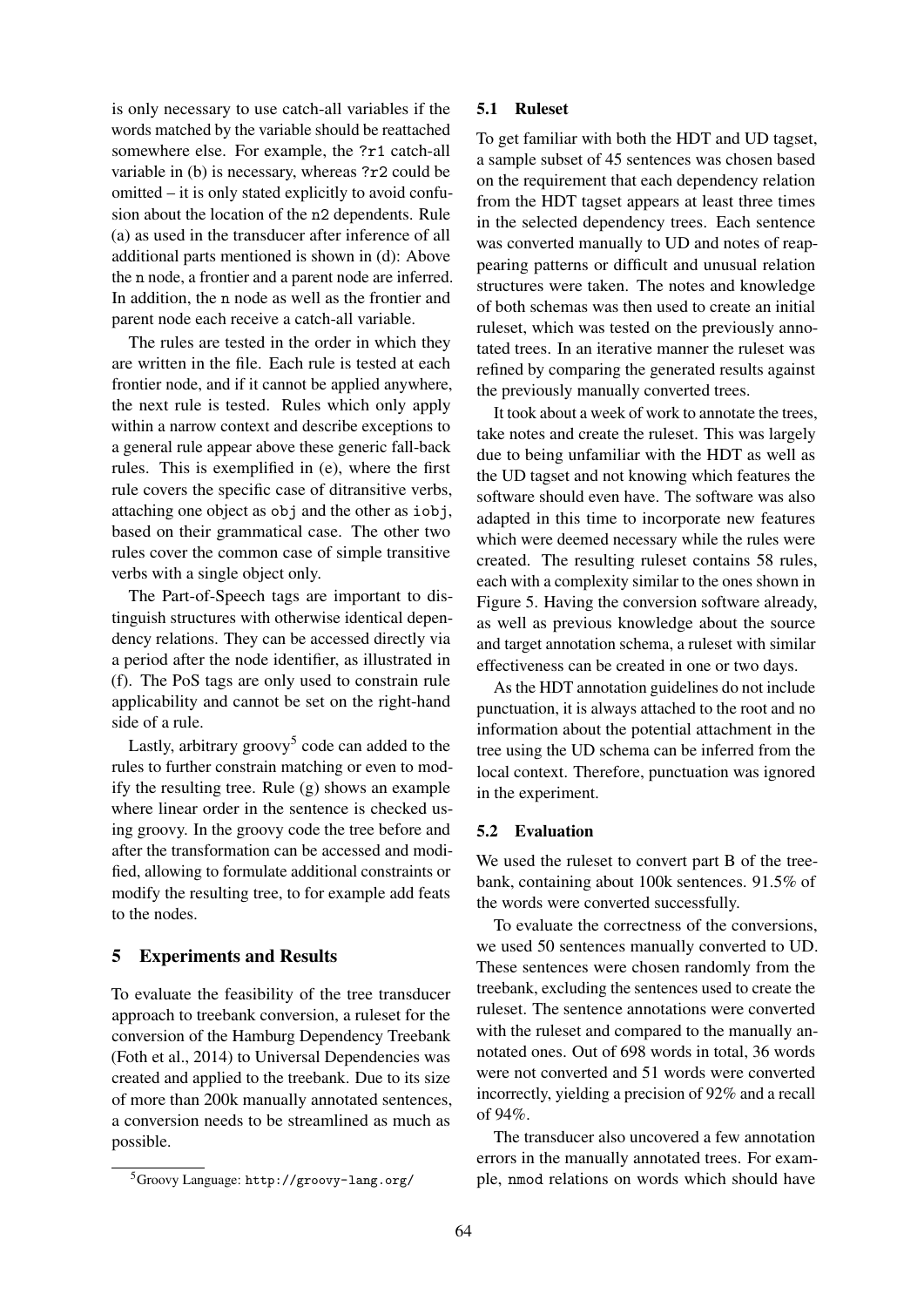is only necessary to use catch-all variables if the words matched by the variable should be reattached somewhere else. For example, the `?r1` catch-all variable in (b) is necessary, whereas `?r2` could be omitted – it is only stated explicitly to avoid confusion about the location of the `n2` dependents. Rule (a) as used in the transducer after inference of all additional parts mentioned is shown in (d): Above the `n` node, a frontier and a parent node are inferred. In addition, the `n` node as well as the frontier and parent node each receive a catch-all variable.

The rules are tested in the order in which they are written in the file. Each rule is tested at each frontier node, and if it cannot be applied anywhere, the next rule is tested. Rules which only apply within a narrow context and describe exceptions to a general rule appear above these generic fall-back rules. This is exemplified in (e), where the first rule covers the specific case of ditransitive verbs, attaching one object as `obj` and the other as `iobj`, based on their grammatical case. The other two rules cover the common case of simple transitive verbs with a single object only.

The Part-of-Speech tags are important to distinguish structures with otherwise identical dependency relations. They can be accessed directly via a period after the node identifier, as illustrated in (f). The PoS tags are only used to constrain rule applicability and cannot be set on the right-hand side of a rule.

Lastly, arbitrary groovy[5] code can added to the rules to further constrain matching or even to modify the resulting tree. Rule (g) shows an example where linear order in the sentence is checked using groovy. In the groovy code the tree before and after the transformation can be accessed and modified, allowing to formulate additional constraints or modify the resulting tree, to for example add feats to the nodes.

## 5 Experiments and Results

To evaluate the feasibility of the tree transducer approach to treebank conversion, a ruleset for the conversion of the Hamburg Dependency Treebank (Foth et al., 2014) to Universal Dependencies was created and applied to the treebank. Due to its size of more than 200k manually annotated sentences, a conversion needs to be streamlined as much as possible.

[5] Groovy Language: `http://groovy-lang.org/`

### 5.1 Ruleset

To get familiar with both the HDT and UD tagset, a sample subset of 45 sentences was chosen based on the requirement that each dependency relation from the HDT tagset appears at least three times in the selected dependency trees. Each sentence was converted manually to UD and notes of reappearing patterns or difficult and unusual relation structures were taken. The notes and knowledge of both schemas was then used to create an initial ruleset, which was tested on the previously annotated trees. In an iterative manner the ruleset was refined by comparing the generated results against the previously manually converted trees.

It took about a week of work to annotate the trees, take notes and create the ruleset. This was largely due to being unfamiliar with the HDT as well as the UD tagset and not knowing which features the software should even have. The software was also adapted in this time to incorporate new features which were deemed necessary while the rules were created. The resulting ruleset contains 58 rules, each with a complexity similar to the ones shown in Figure 5. Having the conversion software already, as well as previous knowledge about the source and target annotation schema, a ruleset with similar effectiveness can be created in one or two days.

As the HDT annotation guidelines do not include punctuation, it is always attached to the root and no information about the potential attachment in the tree using the UD schema can be inferred from the local context. Therefore, punctuation was ignored in the experiment.

### 5.2 Evaluation

We used the ruleset to convert part B of the treebank, containing about 100k sentences. 91.5% of the words were converted successfully.

To evaluate the correctness of the conversions, we used 50 sentences manually converted to UD. These sentences were chosen randomly from the treebank, excluding the sentences used to create the ruleset. The sentence annotations were converted with the ruleset and compared to the manually annotated ones. Out of 698 words in total, 36 words were not converted and 51 words were converted incorrectly, yielding a precision of 92% and a recall of 94%.

The transducer also uncovered a few annotation errors in the manually annotated trees. For example, `nmod` relations on words which should have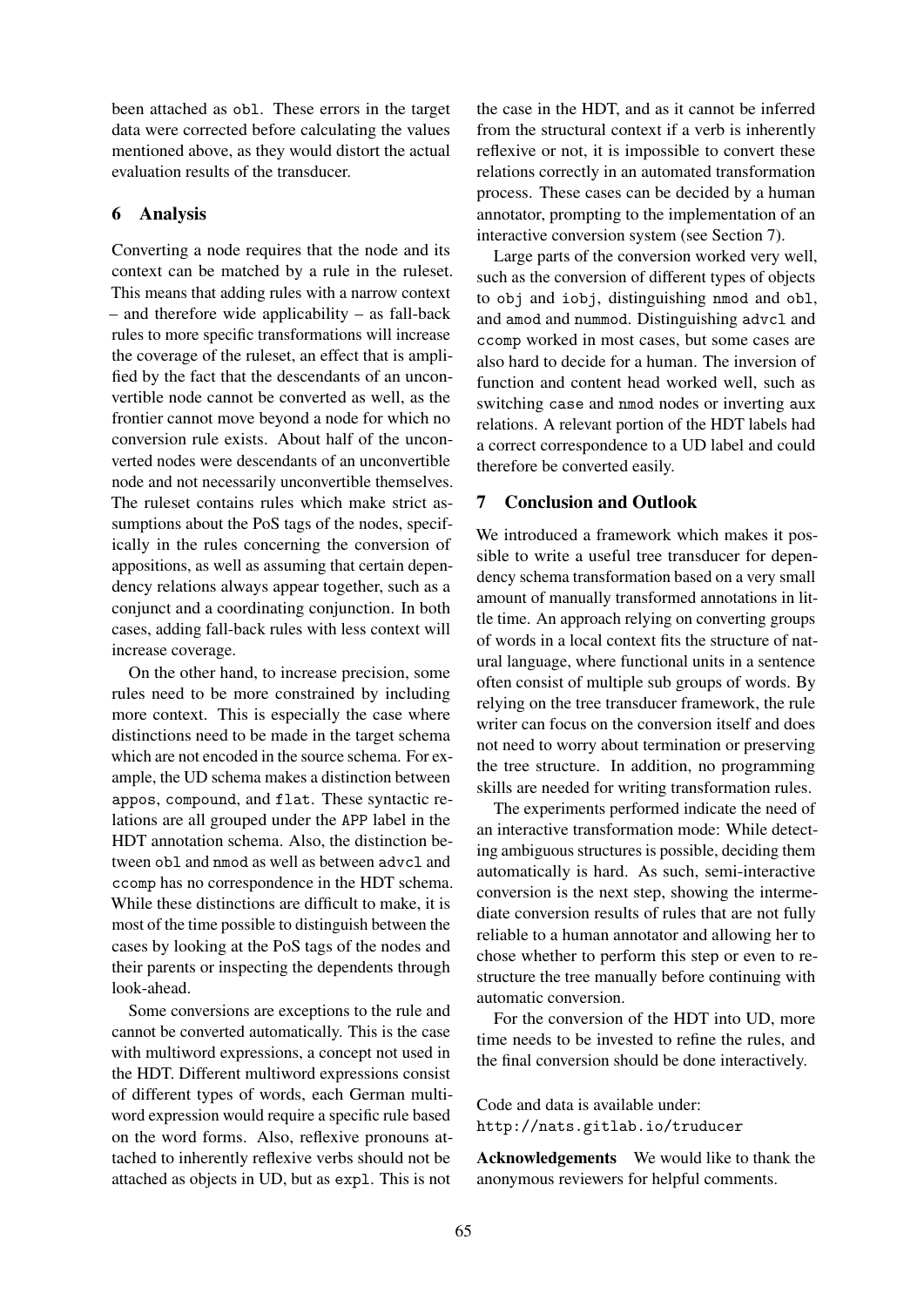been attached as obl. These errors in the target data were corrected before calculating the values mentioned above, as they would distort the actual evaluation results of the transducer.

## 6 Analysis

Converting a node requires that the node and its context can be matched by a rule in the ruleset. This means that adding rules with a narrow context – and therefore wide applicability – as fall-back rules to more specific transformations will increase the coverage of the ruleset, an effect that is amplified by the fact that the descendants of an unconvertible node cannot be converted as well, as the frontier cannot move beyond a node for which no conversion rule exists. About half of the unconverted nodes were descendants of an unconvertible node and not necessarily unconvertible themselves. The ruleset contains rules which make strict assumptions about the PoS tags of the nodes, specifically in the rules concerning the conversion of appositions, as well as assuming that certain dependency relations always appear together, such as a conjunct and a coordinating conjunction. In both cases, adding fall-back rules with less context will increase coverage.

On the other hand, to increase precision, some rules need to be more constrained by including more context. This is especially the case where distinctions need to be made in the target schema which are not encoded in the source schema. For example, the UD schema makes a distinction between appos, compound, and flat. These syntactic relations are all grouped under the APP label in the HDT annotation schema. Also, the distinction between obl and nmod as well as between advcl and ccomp has no correspondence in the HDT schema. While these distinctions are difficult to make, it is most of the time possible to distinguish between the cases by looking at the PoS tags of the nodes and their parents or inspecting the dependents through look-ahead.

Some conversions are exceptions to the rule and cannot be converted automatically. This is the case with multiword expressions, a concept not used in the HDT. Different multiword expressions consist of different types of words, each German multiword expression would require a specific rule based on the word forms. Also, reflexive pronouns attached to inherently reflexive verbs should not be attached as objects in UD, but as expl. This is not the case in the HDT, and as it cannot be inferred from the structural context if a verb is inherently reflexive or not, it is impossible to convert these relations correctly in an automated transformation process. These cases can be decided by a human annotator, prompting to the implementation of an interactive conversion system (see Section 7).

Large parts of the conversion worked very well, such as the conversion of different types of objects to obj and iobj, distinguishing nmod and obl, and amod and nummod. Distinguishing advcl and ccomp worked in most cases, but some cases are also hard to decide for a human. The inversion of function and content head worked well, such as switching case and nmod nodes or inverting aux relations. A relevant portion of the HDT labels had a correct correspondence to a UD label and could therefore be converted easily.

## 7 Conclusion and Outlook

We introduced a framework which makes it possible to write a useful tree transducer for dependency schema transformation based on a very small amount of manually transformed annotations in little time. An approach relying on converting groups of words in a local context fits the structure of natural language, where functional units in a sentence often consist of multiple sub groups of words. By relying on the tree transducer framework, the rule writer can focus on the conversion itself and does not need to worry about termination or preserving the tree structure. In addition, no programming skills are needed for writing transformation rules.

The experiments performed indicate the need of an interactive transformation mode: While detecting ambiguous structures is possible, deciding them automatically is hard. As such, semi-interactive conversion is the next step, showing the intermediate conversion results of rules that are not fully reliable to a human annotator and allowing her to chose whether to perform this step or even to restructure the tree manually before continuing with automatic conversion.

For the conversion of the HDT into UD, more time needs to be invested to refine the rules, and the final conversion should be done interactively.

Code and data is available under:
http://nats.gitlab.io/truducer

**Acknowledgements** We would like to thank the anonymous reviewers for helpful comments.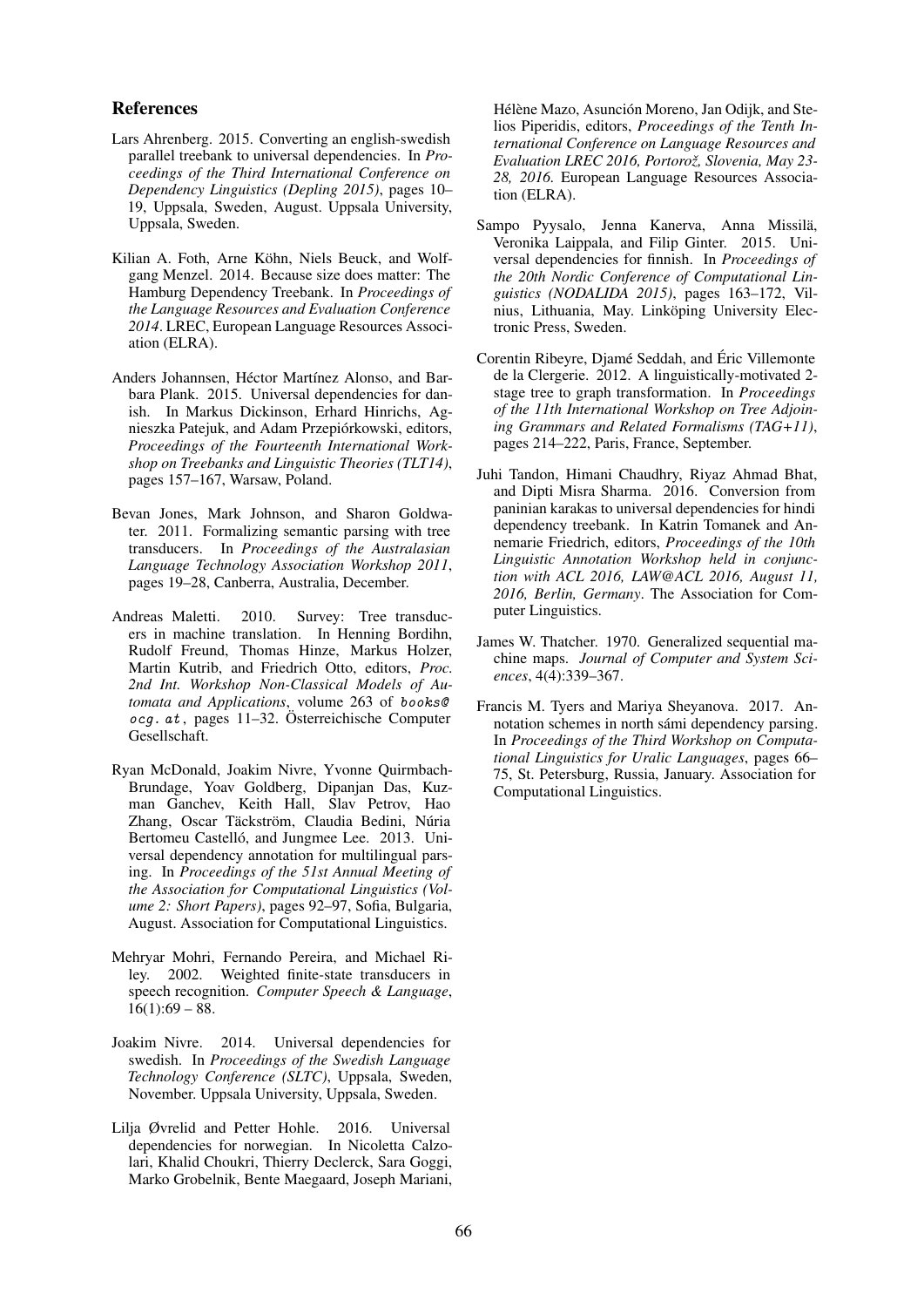## References

Lars Ahrenberg. 2015. Converting an english-swedish parallel treebank to universal dependencies. In *Proceedings of the Third International Conference on Dependency Linguistics (Depling 2015)*, pages 10–19, Uppsala, Sweden, August. Uppsala University, Uppsala, Sweden.

Kilian A. Foth, Arne Köhn, Niels Beuck, and Wolfgang Menzel. 2014. Because size does matter: The Hamburg Dependency Treebank. In *Proceedings of the Language Resources and Evaluation Conference 2014*. LREC, European Language Resources Association (ELRA).

Anders Johannsen, Héctor Martínez Alonso, and Barbara Plank. 2015. Universal dependencies for danish. In Markus Dickinson, Erhard Hinrichs, Agnieszka Patejuk, and Adam Przepiórkowski, editors, *Proceedings of the Fourteenth International Workshop on Treebanks and Linguistic Theories (TLT14)*, pages 157–167, Warsaw, Poland.

Bevan Jones, Mark Johnson, and Sharon Goldwater. 2011. Formalizing semantic parsing with tree transducers. In *Proceedings of the Australasian Language Technology Association Workshop 2011*, pages 19–28, Canberra, Australia, December.

Andreas Maletti. 2010. Survey: Tree transducers in machine translation. In Henning Bordihn, Rudolf Freund, Thomas Hinze, Markus Holzer, Martin Kutrib, and Friedrich Otto, editors, *Proc. 2nd Int. Workshop Non-Classical Models of Automata and Applications*, volume 263 of *books@ocg.at*, pages 11–32. Österreichische Computer Gesellschaft.

Ryan McDonald, Joakim Nivre, Yvonne Quirmbach-Brundage, Yoav Goldberg, Dipanjan Das, Kuzman Ganchev, Keith Hall, Slav Petrov, Hao Zhang, Oscar Täckström, Claudia Bedini, Núria Bertomeu Castelló, and Jungmee Lee. 2013. Universal dependency annotation for multilingual parsing. In *Proceedings of the 51st Annual Meeting of the Association for Computational Linguistics (Volume 2: Short Papers)*, pages 92–97, Sofia, Bulgaria, August. Association for Computational Linguistics.

Mehryar Mohri, Fernando Pereira, and Michael Riley. 2002. Weighted finite-state transducers in speech recognition. *Computer Speech & Language*, 16(1):69 – 88.

Joakim Nivre. 2014. Universal dependencies for swedish. In *Proceedings of the Swedish Language Technology Conference (SLTC)*, Uppsala, Sweden, November. Uppsala University, Uppsala, Sweden.

Lilja Øvrelid and Petter Hohle. 2016. Universal dependencies for norwegian. In Nicoletta Calzolari, Khalid Choukri, Thierry Declerck, Sara Goggi, Marko Grobelnik, Bente Maegaard, Joseph Mariani, Hélène Mazo, Asunción Moreno, Jan Odijk, and Stelios Piperidis, editors, *Proceedings of the Tenth International Conference on Language Resources and Evaluation LREC 2016, Portorož, Slovenia, May 23-28, 2016.* European Language Resources Association (ELRA).

Sampo Pyysalo, Jenna Kanerva, Anna Missilä, Veronika Laippala, and Filip Ginter. 2015. Universal dependencies for finnish. In *Proceedings of the 20th Nordic Conference of Computational Linguistics (NODALIDA 2015)*, pages 163–172, Vilnius, Lithuania, May. Linköping University Electronic Press, Sweden.

Corentin Ribeyre, Djamé Seddah, and Éric Villemonte de la Clergerie. 2012. A linguistically-motivated 2-stage tree to graph transformation. In *Proceedings of the 11th International Workshop on Tree Adjoining Grammars and Related Formalisms (TAG+11)*, pages 214–222, Paris, France, September.

Juhi Tandon, Himani Chaudhry, Riyaz Ahmad Bhat, and Dipti Misra Sharma. 2016. Conversion from paninian karakas to universal dependencies for hindi dependency treebank. In Katrin Tomanek and Annemarie Friedrich, editors, *Proceedings of the 10th Linguistic Annotation Workshop held in conjunction with ACL 2016, LAW@ACL 2016, August 11, 2016, Berlin, Germany*. The Association for Computer Linguistics.

James W. Thatcher. 1970. Generalized sequential machine maps. *Journal of Computer and System Sciences*, 4(4):339–367.

Francis M. Tyers and Mariya Sheyanova. 2017. Annotation schemes in north sámi dependency parsing. In *Proceedings of the Third Workshop on Computational Linguistics for Uralic Languages*, pages 66–75, St. Petersburg, Russia, January. Association for Computational Linguistics.